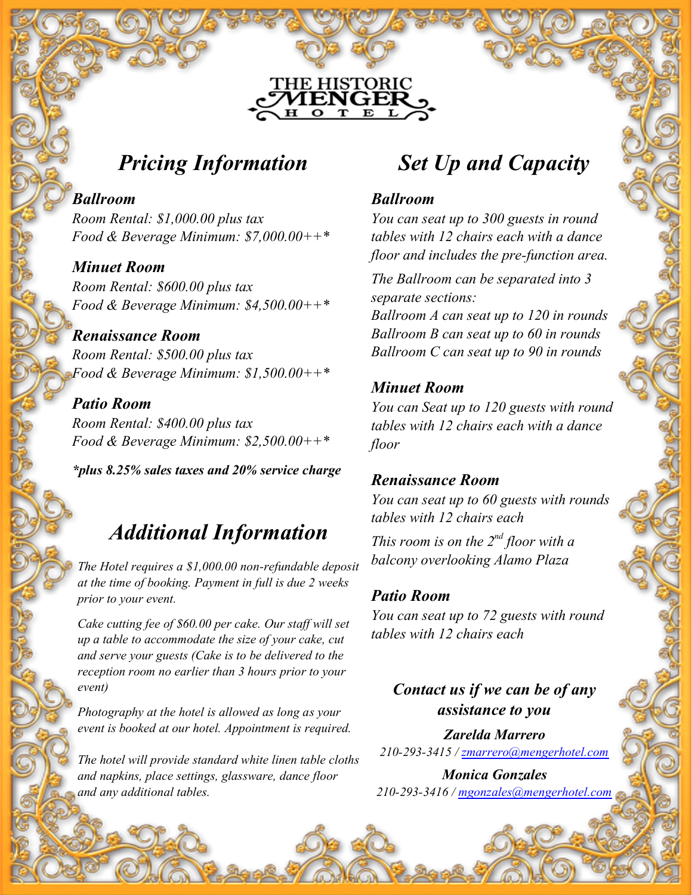# THE HISTORIC MENGER HOTEL

## *Pricing Information*

***Ballroom***

*Room Rental: $1,000.00 plus tax*
*Food & Beverage Minimum: $7,000.00++**

***Minuet Room***

*Room Rental: $600.00 plus tax*
*Food & Beverage Minimum: $4,500.00++**

***Renaissance Room***

*Room Rental: $500.00 plus tax*
*Food & Beverage Minimum: $1,500.00++**

***Patio Room***

*Room Rental: $400.00 plus tax*
*Food & Beverage Minimum: $2,500.00++**

***plus 8.25% sales taxes and 20% service charge***

## *Additional Information*

*The Hotel requires a $1,000.00 non-refundable deposit at the time of booking. Payment in full is due 2 weeks prior to your event.*

*Cake cutting fee of $60.00 per cake. Our staff will set up a table to accommodate the size of your cake, cut and serve your guests (Cake is to be delivered to the reception room no earlier than 3 hours prior to your event)*

*Photography at the hotel is allowed as long as your event is booked at our hotel. Appointment is required.*

*The hotel will provide standard white linen table cloths and napkins, place settings, glassware, dance floor and any additional tables.*

## *Set Up and Capacity*

***Ballroom***

*You can seat up to 300 guests in round tables with 12 chairs each with a dance floor and includes the pre-function area.*

*The Ballroom can be separated into 3 separate sections:*
*Ballroom A can seat up to 120 in rounds*
*Ballroom B can seat up to 60 in rounds*
*Ballroom C can seat up to 90 in rounds*

***Minuet Room***

*You can Seat up to 120 guests with round tables with 12 chairs each with a dance floor*

***Renaissance Room***

*You can seat up to 60 guests with rounds tables with 12 chairs each*

*This room is on the 2nd floor with a balcony overlooking Alamo Plaza*

***Patio Room***

*You can seat up to 72 guests with round tables with 12 chairs each*

***Contact us if we can be of any assistance to you***

***Zarelda Marrero***
*210-293-3415 / zmarrero@mengerhotel.com*

***Monica Gonzales***
*210-293-3416 / mgonzales@mengerhotel.com*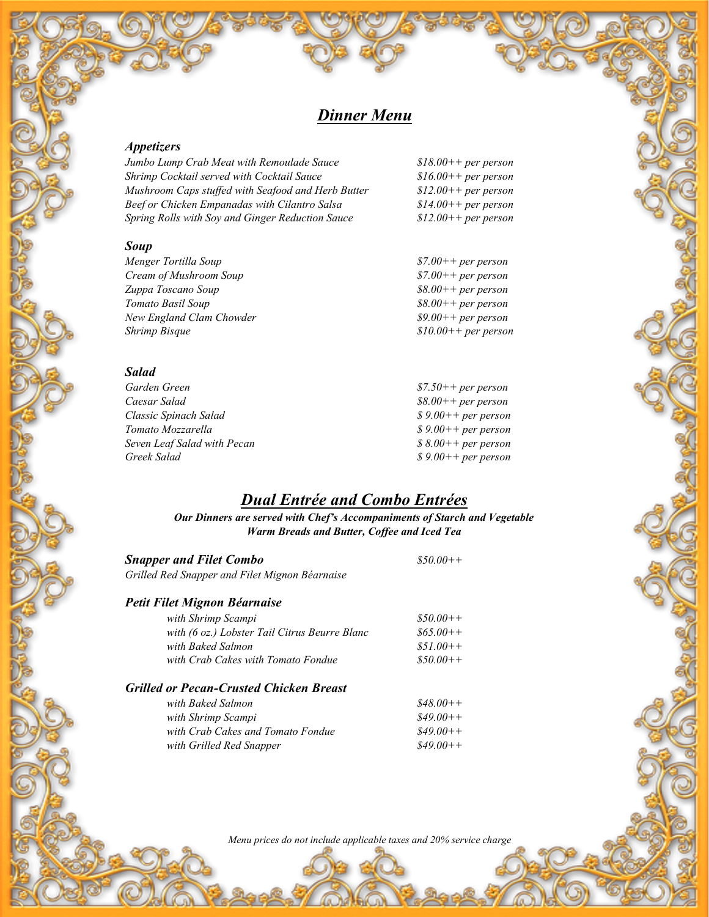# *Dinner Menu*

### *Appetizers*

| | |
|---|---|
| *Jumbo Lump Crab Meat with Remoulade Sauce* | *$18.00++ per person* |
| *Shrimp Cocktail served with Cocktail Sauce* | *$16.00++ per person* |
| *Mushroom Caps stuffed with Seafood and Herb Butter* | *$12.00++ per person* |
| *Beef or Chicken Empanadas with Cilantro Salsa* | *$14.00++ per person* |
| *Spring Rolls with Soy and Ginger Reduction Sauce* | *$12.00++ per person* |

### *Soup*

| | |
|---|---|
| *Menger Tortilla Soup* | *$7.00++ per person* |
| *Cream of Mushroom Soup* | *$7.00++ per person* |
| *Zuppa Toscano Soup* | *$8.00++ per person* |
| *Tomato Basil Soup* | *$8.00++ per person* |
| *New England Clam Chowder* | *$9.00++ per person* |
| *Shrimp Bisque* | *$10.00++ per person* |

### *Salad*

| | |
|---|---|
| *Garden Green* | *$7.50++ per person* |
| *Caesar Salad* | *$8.00++ per person* |
| *Classic Spinach Salad* | *$ 9.00++ per person* |
| *Tomato Mozzarella* | *$ 9.00++ per person* |
| *Seven Leaf Salad with Pecan* | *$ 8.00++ per person* |
| *Greek Salad* | *$ 9.00++ per person* |

## *Dual Entrée and Combo Entrées*

***Our Dinners are served with Chef's Accompaniments of Starch and Vegetable***
***Warm Breads and Butter, Coffee and Iced Tea***

### *Snapper and Filet Combo* — *$50.00++*

*Grilled Red Snapper and Filet Mignon Béarnaise*

### *Petit Filet Mignon Béarnaise*

| | |
|---|---|
| *with Shrimp Scampi* | *$50.00++* |
| *with (6 oz.) Lobster Tail Citrus Beurre Blanc* | *$65.00++* |
| *with Baked Salmon* | *$51.00++* |
| *with Crab Cakes with Tomato Fondue* | *$50.00++* |

### *Grilled or Pecan-Crusted Chicken Breast*

| | |
|---|---|
| *with Baked Salmon* | *$48.00++* |
| *with Shrimp Scampi* | *$49.00++* |
| *with Crab Cakes and Tomato Fondue* | *$49.00++* |
| *with Grilled Red Snapper* | *$49.00++* |

*Menu prices do not include applicable taxes and 20% service charge*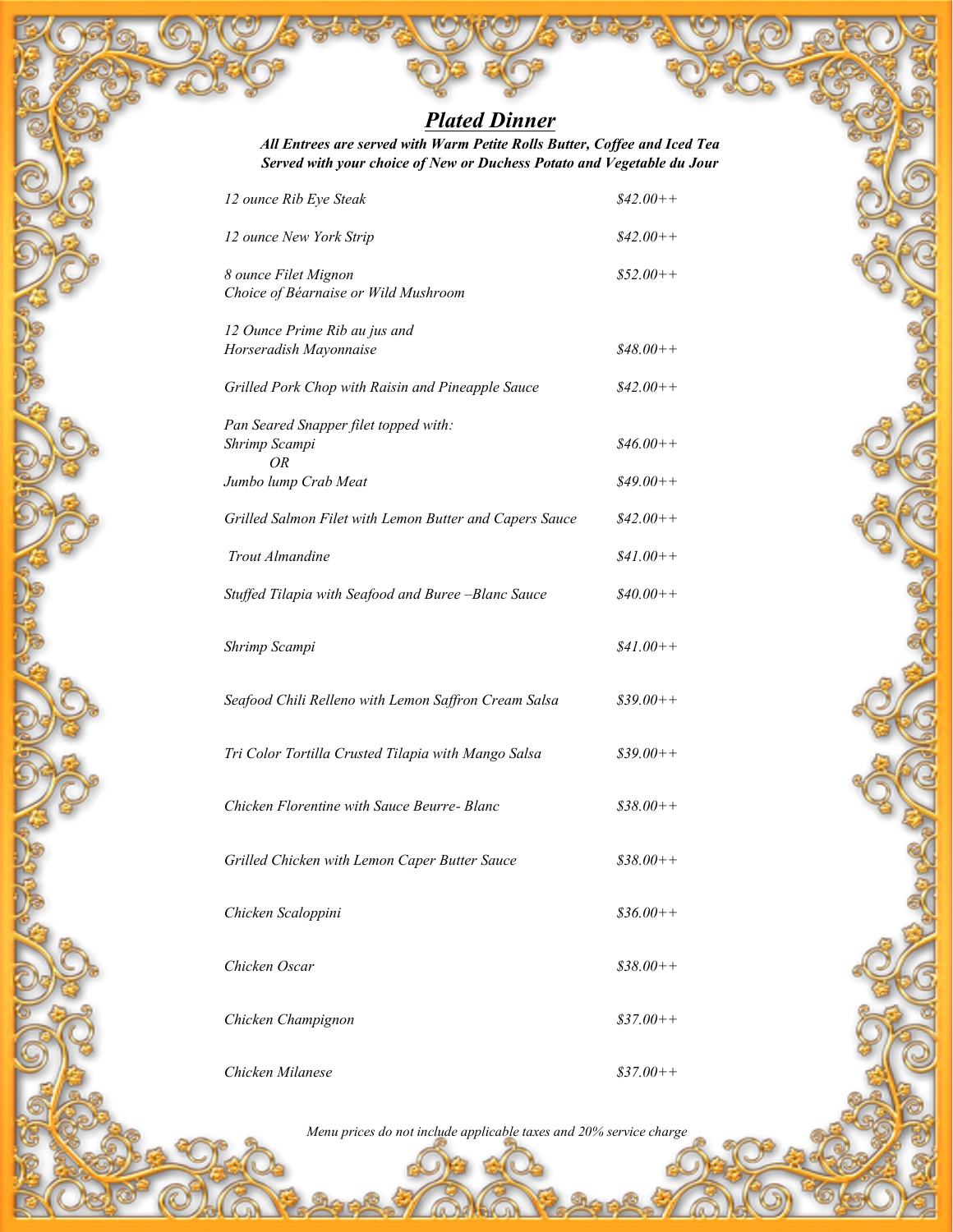## ***Plated Dinner***

***All Entrees are served with Warm Petite Rolls Butter, Coffee and Iced Tea***
***Served with your choice of New or Duchess Potato and Vegetable du Jour***

| | |
|---|---|
| *12 ounce Rib Eye Steak* | *$42.00++* |
| *12 ounce New York Strip* | *$42.00++* |
| *8 ounce Filet Mignon*<br>*Choice of Béarnaise or Wild Mushroom* | *$52.00++* |
| *12 Ounce Prime Rib au jus and*<br>*Horseradish Mayonnaise* | *$48.00++* |
| *Grilled Pork Chop with Raisin and Pineapple Sauce* | *$42.00++* |
| *Pan Seared Snapper filet topped with:*<br>*Shrimp Scampi* | *$46.00++* |
| *OR*<br>*Jumbo lump Crab Meat* | *$49.00++* |
| *Grilled Salmon Filet with Lemon Butter and Capers Sauce* | *$42.00++* |
| *Trout Almandine* | *$41.00++* |
| *Stuffed Tilapia with Seafood and Buree –Blanc Sauce* | *$40.00++* |
| *Shrimp Scampi* | *$41.00++* |
| *Seafood Chili Relleno with Lemon Saffron Cream Salsa* | *$39.00++* |
| *Tri Color Tortilla Crusted Tilapia with Mango Salsa* | *$39.00++* |
| *Chicken Florentine with Sauce Beurre- Blanc* | *$38.00++* |
| *Grilled Chicken with Lemon Caper Butter Sauce* | *$38.00++* |
| *Chicken Scaloppini* | *$36.00++* |
| *Chicken Oscar* | *$38.00++* |
| *Chicken Champignon* | *$37.00++* |
| *Chicken Milanese* | *$37.00++* |

*Menu prices do not include applicable taxes and 20% service charge*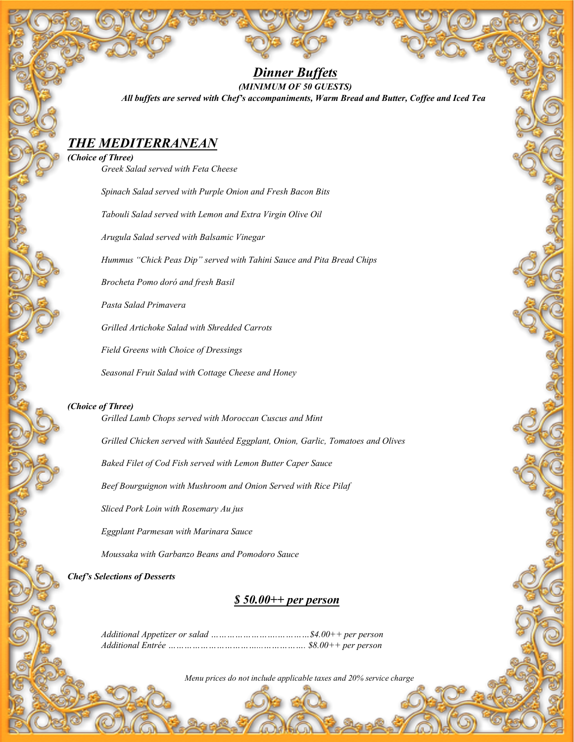## ***Dinner Buffets***

***(MINIMUM OF 50 GUESTS)***

***All buffets are served with Chef's accompaniments, Warm Bread and Butter, Coffee and Iced Tea***

# ***THE MEDITERRANEAN***

***(Choice of Three)***

*Greek Salad served with Feta Cheese*

*Spinach Salad served with Purple Onion and Fresh Bacon Bits*

*Tabouli Salad served with Lemon and Extra Virgin Olive Oil*

*Arugula Salad served with Balsamic Vinegar*

*Hummus "Chick Peas Dip" served with Tahini Sauce and Pita Bread Chips*

*Brocheta Pomo doró and fresh Basil*

*Pasta Salad Primavera*

*Grilled Artichoke Salad with Shredded Carrots*

*Field Greens with Choice of Dressings*

*Seasonal Fruit Salad with Cottage Cheese and Honey*

***(Choice of Three)***

*Grilled Lamb Chops served with Moroccan Cuscus and Mint*

*Grilled Chicken served with Sautéed Eggplant, Onion, Garlic, Tomatoes and Olives*

*Baked Filet of Cod Fish served with Lemon Butter Caper Sauce*

*Beef Bourguignon with Mushroom and Onion Served with Rice Pilaf*

*Sliced Pork Loin with Rosemary Au jus*

*Eggplant Parmesan with Marinara Sauce*

*Moussaka with Garbanzo Beans and Pomodoro Sauce*

***Chef's Selections of Desserts***

## ***$ 50.00++ per person***

*Additional Appetizer or salad ……………………………….$4.00++ per person*
*Additional Entrée …………………………………………. $8.00++ per person*

*Menu prices do not include applicable taxes and 20% service charge*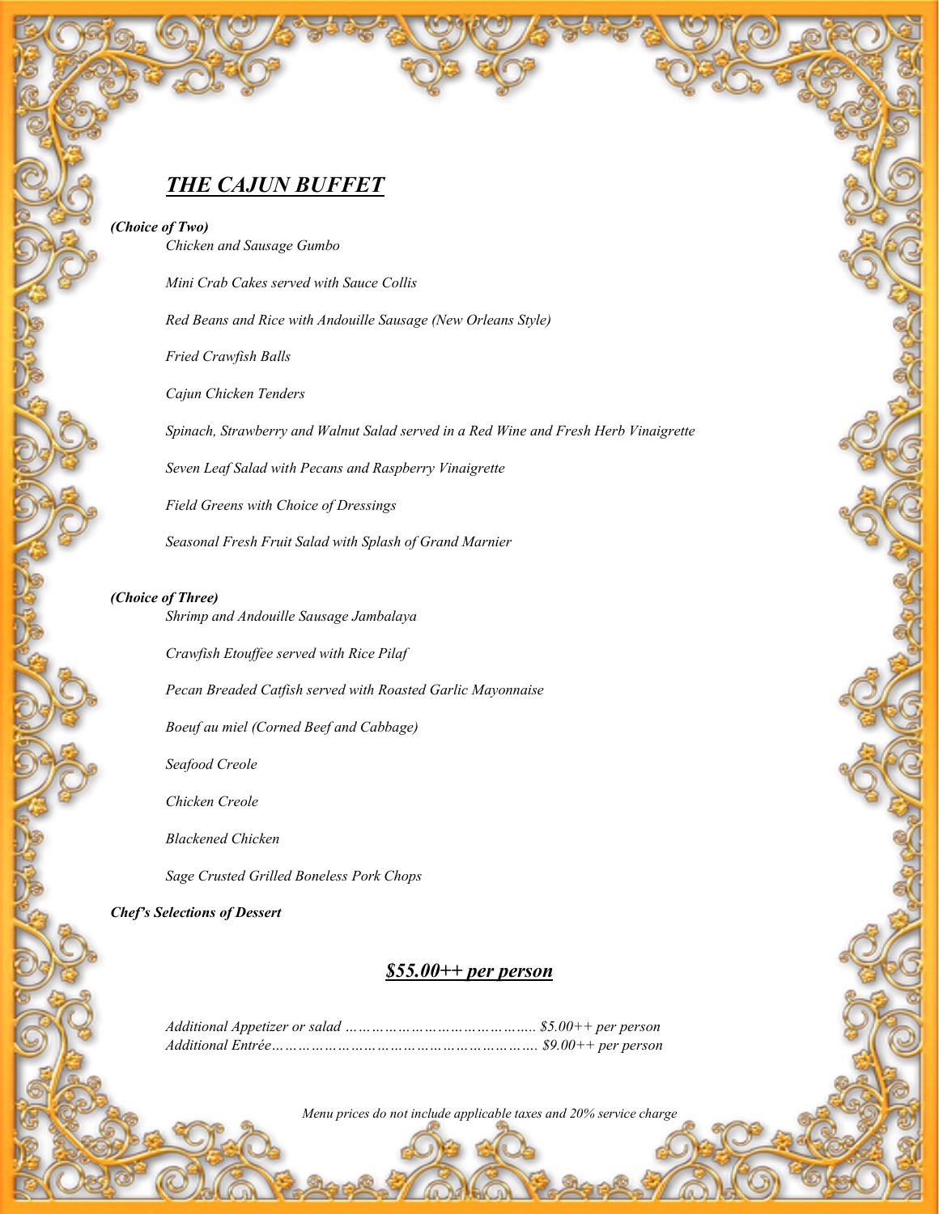## ***THE CAJUN BUFFET***

***(Choice of Two)***

*Chicken and Sausage Gumbo*

*Mini Crab Cakes served with Sauce Collis*

*Red Beans and Rice with Andouille Sausage (New Orleans Style)*

*Fried Crawfish Balls*

*Cajun Chicken Tenders*

*Spinach, Strawberry and Walnut Salad served in a Red Wine and Fresh Herb Vinaigrette*

*Seven Leaf Salad with Pecans and Raspberry Vinaigrette*

*Field Greens with Choice of Dressings*

*Seasonal Fresh Fruit Salad with Splash of Grand Marnier*

***(Choice of Three)***

*Shrimp and Andouille Sausage Jambalaya*

*Crawfish Etouffee served with Rice Pilaf*

*Pecan Breaded Catfish served with Roasted Garlic Mayonnaise*

*Boeuf au miel (Corned Beef and Cabbage)*

*Seafood Creole*

*Chicken Creole*

*Blackened Chicken*

*Sage Crusted Grilled Boneless Pork Chops*

***Chef's Selections of Dessert***

***$55.00++ per person***

*Additional Appetizer or salad …………………………………….. $5.00++ per person*
*Additional Entrée……………………………………………….. $9.00++ per person*

*Menu prices do not include applicable taxes and 20% service charge*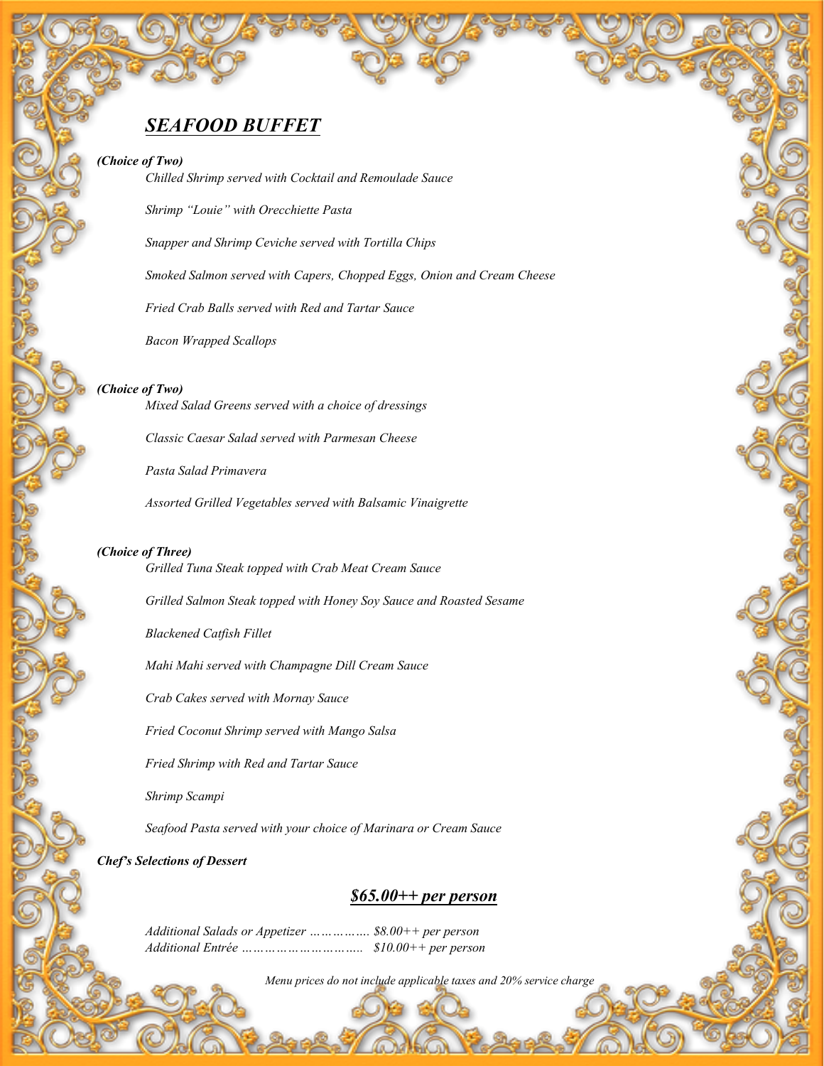## ***SEAFOOD BUFFET***

***(Choice of Two)***

*Chilled Shrimp served with Cocktail and Remoulade Sauce*

*Shrimp "Louie" with Orecchiette Pasta*

*Snapper and Shrimp Ceviche served with Tortilla Chips*

*Smoked Salmon served with Capers, Chopped Eggs, Onion and Cream Cheese*

*Fried Crab Balls served with Red and Tartar Sauce*

*Bacon Wrapped Scallops*

***(Choice of Two)***

*Mixed Salad Greens served with a choice of dressings*

*Classic Caesar Salad served with Parmesan Cheese*

*Pasta Salad Primavera*

*Assorted Grilled Vegetables served with Balsamic Vinaigrette*

***(Choice of Three)***

*Grilled Tuna Steak topped with Crab Meat Cream Sauce*

*Grilled Salmon Steak topped with Honey Soy Sauce and Roasted Sesame*

*Blackened Catfish Fillet*

*Mahi Mahi served with Champagne Dill Cream Sauce*

*Crab Cakes served with Mornay Sauce*

*Fried Coconut Shrimp served with Mango Salsa*

*Fried Shrimp with Red and Tartar Sauce*

*Shrimp Scampi*

*Seafood Pasta served with your choice of Marinara or Cream Sauce*

***Chef's Selections of Dessert***

***$65.00++ per person***

*Additional Salads or Appetizer ……………. $8.00++ per person*
*Additional Entrée ……………………….. $10.00++ per person*

*Menu prices do not include applicable taxes and 20% service charge*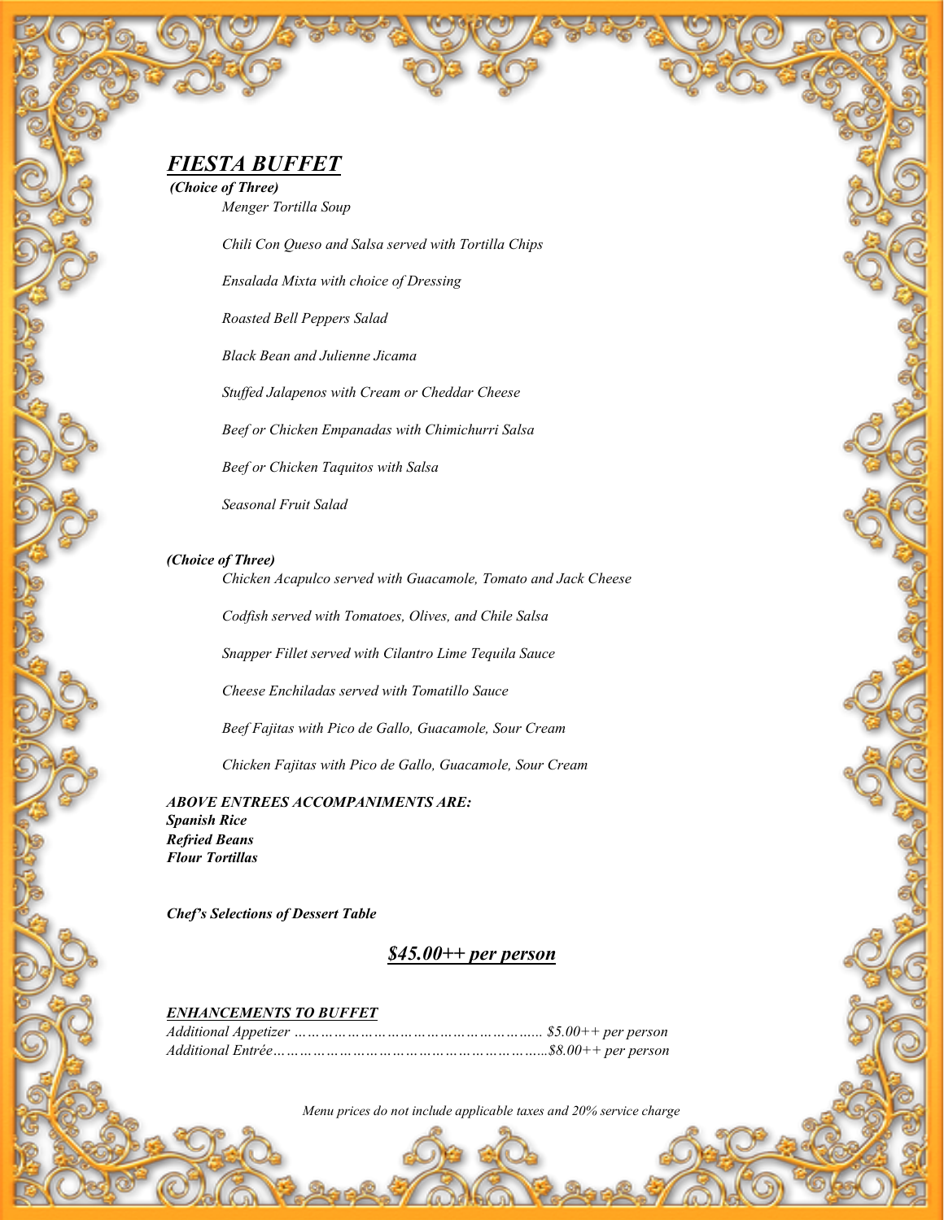# ***FIESTA BUFFET***

***(Choice of Three)***

*Menger Tortilla Soup*

*Chili Con Queso and Salsa served with Tortilla Chips*

*Ensalada Mixta with choice of Dressing*

*Roasted Bell Peppers Salad*

*Black Bean and Julienne Jicama*

*Stuffed Jalapenos with Cream or Cheddar Cheese*

*Beef or Chicken Empanadas with Chimichurri Salsa*

*Beef or Chicken Taquitos with Salsa*

*Seasonal Fruit Salad*

***(Choice of Three)***

*Chicken Acapulco served with Guacamole, Tomato and Jack Cheese*

*Codfish served with Tomatoes, Olives, and Chile Salsa*

*Snapper Fillet served with Cilantro Lime Tequila Sauce*

*Cheese Enchiladas served with Tomatillo Sauce*

*Beef Fajitas with Pico de Gallo, Guacamole, Sour Cream*

*Chicken Fajitas with Pico de Gallo, Guacamole, Sour Cream*

***ABOVE ENTREES ACCOMPANIMENTS ARE:***
***Spanish Rice***
***Refried Beans***
***Flour Tortillas***

***Chef's Selections of Dessert Table***

## ***$45.00++ per person***

***ENHANCEMENTS TO BUFFET***

*Additional Appetizer …………………………………………….. $5.00++ per person*
*Additional Entrée…………………………………………………..$8.00++ per person*

*Menu prices do not include applicable taxes and 20% service charge*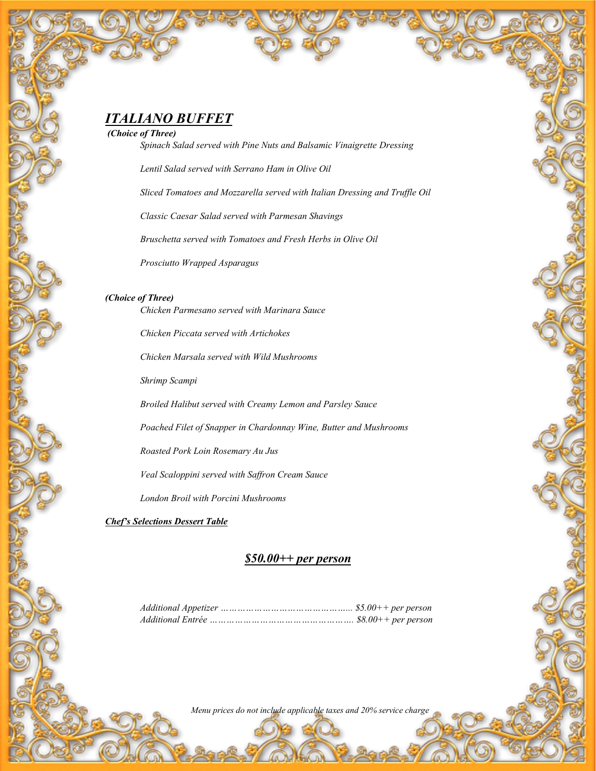## ***ITALIANO BUFFET***

***(Choice of Three)***

*Spinach Salad served with Pine Nuts and Balsamic Vinaigrette Dressing*

*Lentil Salad served with Serrano Ham in Olive Oil*

*Sliced Tomatoes and Mozzarella served with Italian Dressing and Truffle Oil*

*Classic Caesar Salad served with Parmesan Shavings*

*Bruschetta served with Tomatoes and Fresh Herbs in Olive Oil*

*Prosciutto Wrapped Asparagus*

***(Choice of Three)***

*Chicken Parmesano served with Marinara Sauce*

*Chicken Piccata served with Artichokes*

*Chicken Marsala served with Wild Mushrooms*

*Shrimp Scampi*

*Broiled Halibut served with Creamy Lemon and Parsley Sauce*

*Poached Filet of Snapper in Chardonnay Wine, Butter and Mushrooms*

*Roasted Pork Loin Rosemary Au Jus*

*Veal Scaloppini served with Saffron Cream Sauce*

*London Broil with Porcini Mushrooms*

***Chef's Selections Dessert Table***

### ***$50.00++ per person***

*Additional Appetizer ……………………………………….. $5.00++ per person*
*Additional Entrée …………………………………………. $8.00++ per person*

*Menu prices do not include applicable taxes and 20% service charge*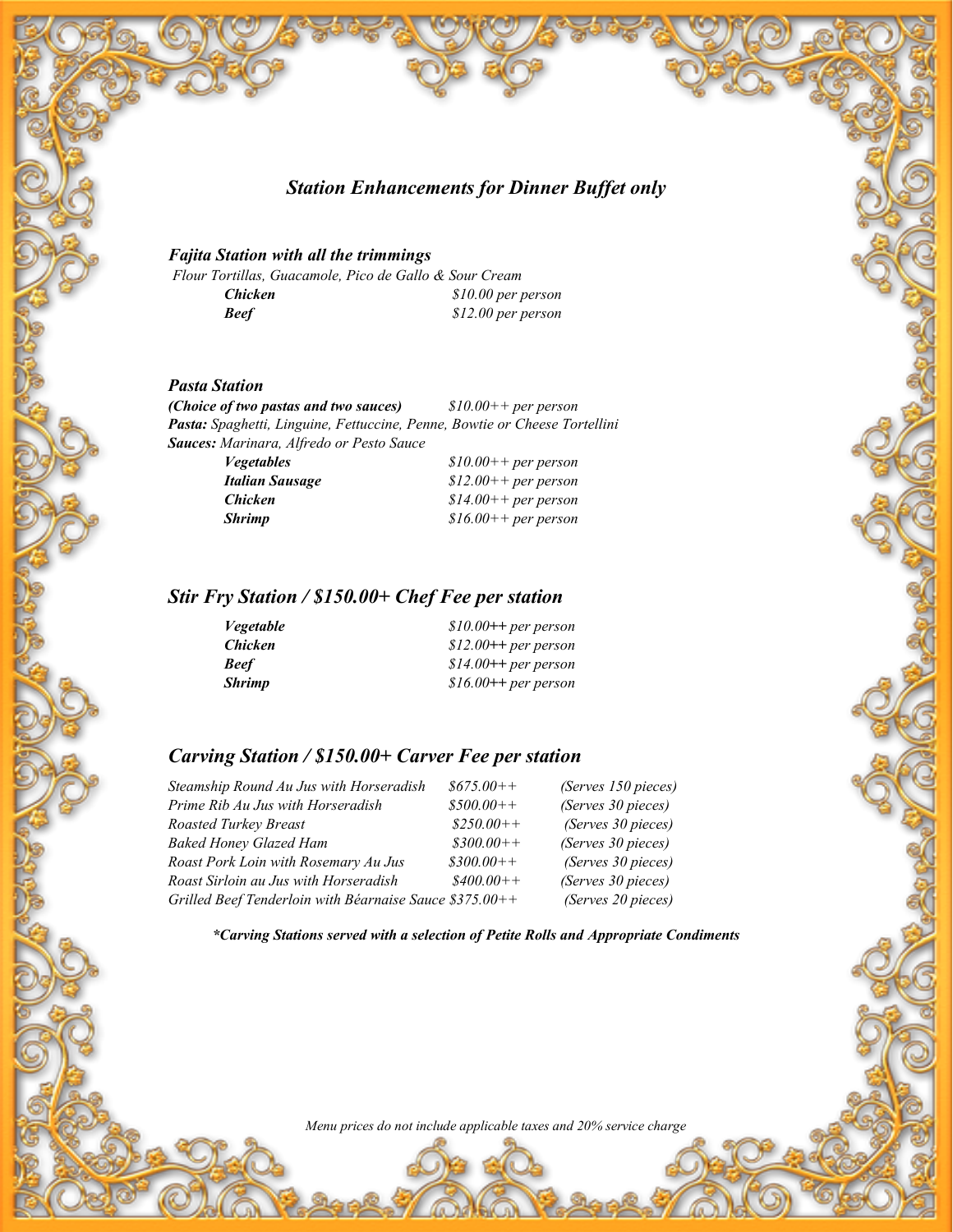## *Station Enhancements for Dinner Buffet only*

### *Fajita Station with all the trimmings*

*Flour Tortillas, Guacamole, Pico de Gallo & Sour Cream*

| | |
|---|---|
| ***Chicken*** | *$10.00 per person* |
| ***Beef*** | *$12.00 per person* |

### *Pasta Station*

***(Choice of two pastas and two sauces)*** *$10.00++ per person*

***Pasta:*** *Spaghetti, Linguine, Fettuccine, Penne, Bowtie or Cheese Tortellini*

***Sauces:*** *Marinara, Alfredo or Pesto Sauce*

| | |
|---|---|
| ***Vegetables*** | *$10.00++ per person* |
| ***Italian Sausage*** | *$12.00++ per person* |
| ***Chicken*** | *$14.00++ per person* |
| ***Shrimp*** | *$16.00++ per person* |

## *Stir Fry Station / $150.00+ Chef Fee per station*

| | |
|---|---|
| ***Vegetable*** | *$10.00++ per person* |
| ***Chicken*** | *$12.00++ per person* |
| ***Beef*** | *$14.00++ per person* |
| ***Shrimp*** | *$16.00++ per person* |

## *Carving Station / $150.00+ Carver Fee per station*

| | | |
|---|---|---|
| *Steamship Round Au Jus with Horseradish* | *$675.00++* | *(Serves 150 pieces)* |
| *Prime Rib Au Jus with Horseradish* | *$500.00++* | *(Serves 30 pieces)* |
| *Roasted Turkey Breast* | *$250.00++* | *(Serves 30 pieces)* |
| *Baked Honey Glazed Ham* | *$300.00++* | *(Serves 30 pieces)* |
| *Roast Pork Loin with Rosemary Au Jus* | *$300.00++* | *(Serves 30 pieces)* |
| *Roast Sirloin au Jus with Horseradish* | *$400.00++* | *(Serves 30 pieces)* |
| *Grilled Beef Tenderloin with Béarnaise Sauce* | *$375.00++* | *(Serves 20 pieces)* |

***\*Carving Stations served with a selection of Petite Rolls and Appropriate Condiments***

*Menu prices do not include applicable taxes and 20% service charge*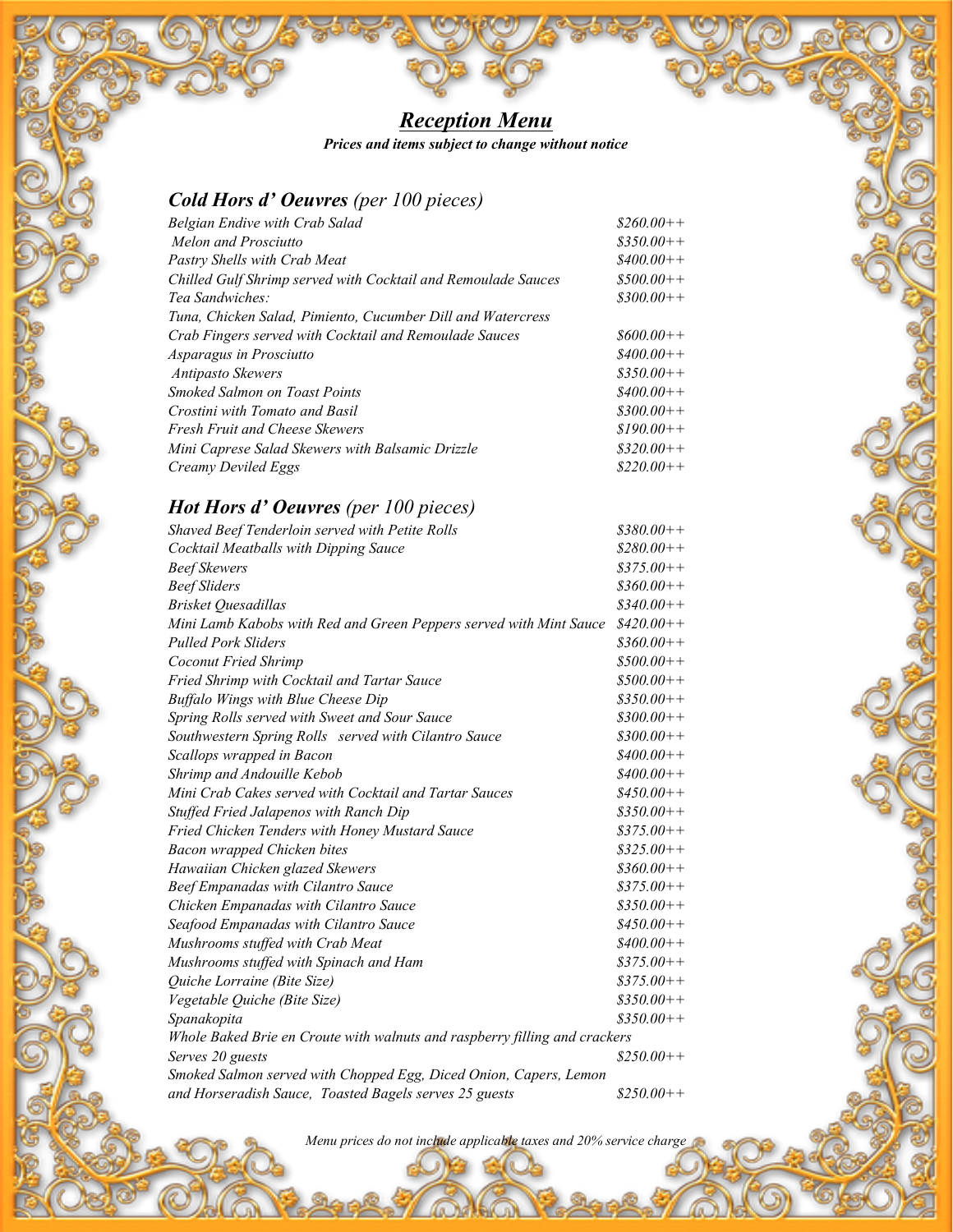## *Reception Menu*

***Prices and items subject to change without notice***

### *Cold Hors d' Oeuvres (per 100 pieces)*

| | |
|---|---|
| *Belgian Endive with Crab Salad* | *$260.00++* |
| *Melon and Prosciutto* | *$350.00++* |
| *Pastry Shells with Crab Meat* | *$400.00++* |
| *Chilled Gulf Shrimp served with Cocktail and Remoulade Sauces* | *$500.00++* |
| *Tea Sandwiches: Tuna, Chicken Salad, Pimiento, Cucumber Dill and Watercress* | *$300.00++* |
| *Crab Fingers served with Cocktail and Remoulade Sauces* | *$600.00++* |
| *Asparagus in Prosciutto* | *$400.00++* |
| *Antipasto Skewers* | *$350.00++* |
| *Smoked Salmon on Toast Points* | *$400.00++* |
| *Crostini with Tomato and Basil* | *$300.00++* |
| *Fresh Fruit and Cheese Skewers* | *$190.00++* |
| *Mini Caprese Salad Skewers with Balsamic Drizzle* | *$320.00++* |
| *Creamy Deviled Eggs* | *$220.00++* |

### *Hot Hors d' Oeuvres (per 100 pieces)*

| | |
|---|---|
| *Shaved Beef Tenderloin served with Petite Rolls* | *$380.00++* |
| *Cocktail Meatballs with Dipping Sauce* | *$280.00++* |
| *Beef Skewers* | *$375.00++* |
| *Beef Sliders* | *$360.00++* |
| *Brisket Quesadillas* | *$340.00++* |
| *Mini Lamb Kabobs with Red and Green Peppers served with Mint Sauce* | *$420.00++* |
| *Pulled Pork Sliders* | *$360.00++* |
| *Coconut Fried Shrimp* | *$500.00++* |
| *Fried Shrimp with Cocktail and Tartar Sauce* | *$500.00++* |
| *Buffalo Wings with Blue Cheese Dip* | *$350.00++* |
| *Spring Rolls served with Sweet and Sour Sauce* | *$300.00++* |
| *Southwestern Spring Rolls served with Cilantro Sauce* | *$300.00++* |
| *Scallops wrapped in Bacon* | *$400.00++* |
| *Shrimp and Andouille Kebob* | *$400.00++* |
| *Mini Crab Cakes served with Cocktail and Tartar Sauces* | *$450.00++* |
| *Stuffed Fried Jalapenos with Ranch Dip* | *$350.00++* |
| *Fried Chicken Tenders with Honey Mustard Sauce* | *$375.00++* |
| *Bacon wrapped Chicken bites* | *$325.00++* |
| *Hawaiian Chicken glazed Skewers* | *$360.00++* |
| *Beef Empanadas with Cilantro Sauce* | *$375.00++* |
| *Chicken Empanadas with Cilantro Sauce* | *$350.00++* |
| *Seafood Empanadas with Cilantro Sauce* | *$450.00++* |
| *Mushrooms stuffed with Crab Meat* | *$400.00++* |
| *Mushrooms stuffed with Spinach and Ham* | *$375.00++* |
| *Quiche Lorraine (Bite Size)* | *$375.00++* |
| *Vegetable Quiche (Bite Size)* | *$350.00++* |
| *Spanakopita* | *$350.00++* |
| *Whole Baked Brie en Croute with walnuts and raspberry filling and crackers Serves 20 guests* | *$250.00++* |
| *Smoked Salmon served with Chopped Egg, Diced Onion, Capers, Lemon and Horseradish Sauce, Toasted Bagels serves 25 guests* | *$250.00++* |

*Menu prices do not include applicable taxes and 20% service charge*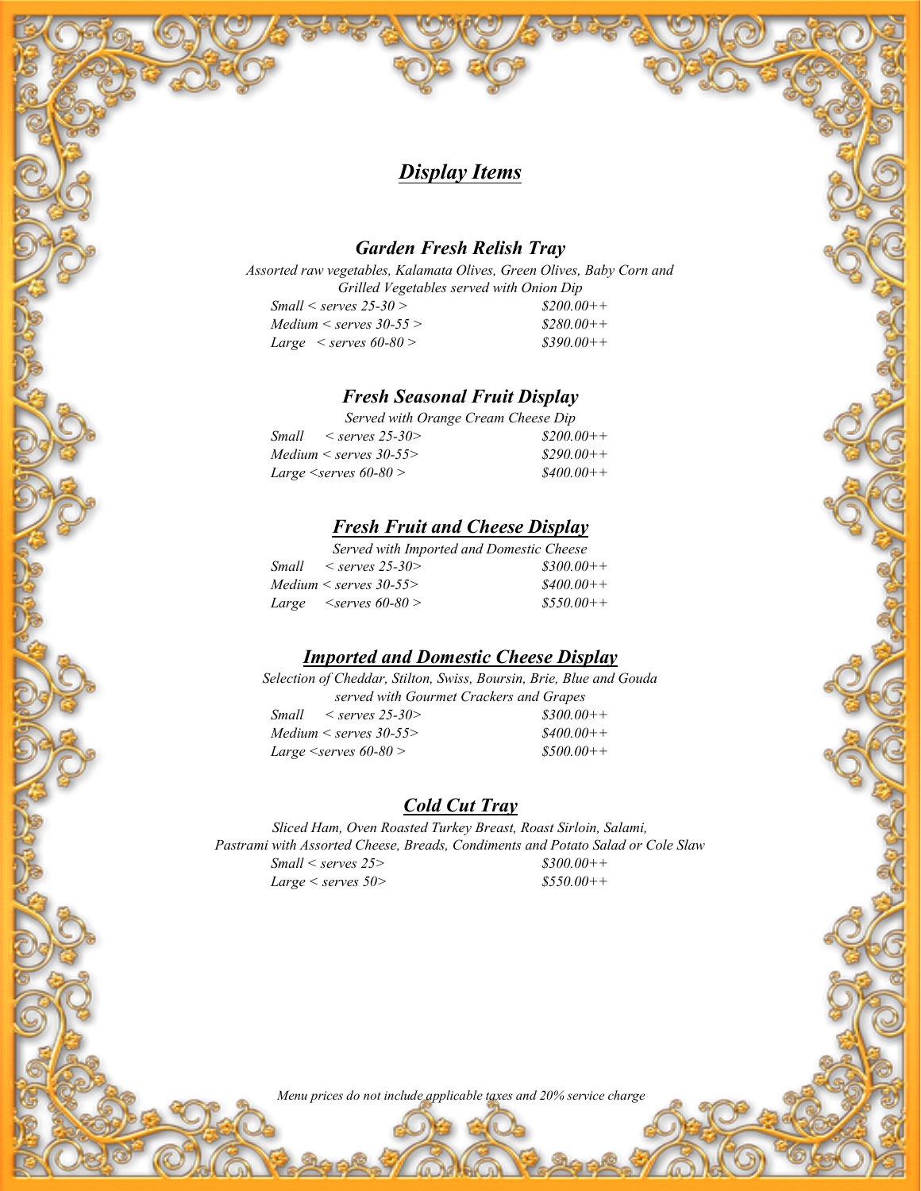# *Display Items*

## *Garden Fresh Relish Tray*

*Assorted raw vegetables, Kalamata Olives, Green Olives, Baby Corn and Grilled Vegetables served with Onion Dip*

| | |
|---|---|
| *Small < serves 25-30 >* | *$200.00++* |
| *Medium < serves 30-55 >* | *$280.00++* |
| *Large < serves 60-80 >* | *$390.00++* |

## *Fresh Seasonal Fruit Display*

*Served with Orange Cream Cheese Dip*

| | |
|---|---|
| *Small < serves 25-30>* | *$200.00++* |
| *Medium < serves 30-55>* | *$290.00++* |
| *Large <serves 60-80 >* | *$400.00++* |

## *Fresh Fruit and Cheese Display*

*Served with Imported and Domestic Cheese*

| | |
|---|---|
| *Small < serves 25-30>* | *$300.00++* |
| *Medium < serves 30-55>* | *$400.00++* |
| *Large <serves 60-80 >* | *$550.00++* |

## *Imported and Domestic Cheese Display*

*Selection of Cheddar, Stilton, Swiss, Boursin, Brie, Blue and Gouda served with Gourmet Crackers and Grapes*

| | |
|---|---|
| *Small < serves 25-30>* | *$300.00++* |
| *Medium < serves 30-55>* | *$400.00++* |
| *Large <serves 60-80 >* | *$500.00++* |

## *Cold Cut Tray*

*Sliced Ham, Oven Roasted Turkey Breast, Roast Sirloin, Salami, Pastrami with Assorted Cheese, Breads, Condiments and Potato Salad or Cole Slaw*

| | |
|---|---|
| *Small < serves 25>* | *$300.00++* |
| *Large < serves 50>* | *$550.00++* |

*Menu prices do not include applicable taxes and 20% service charge*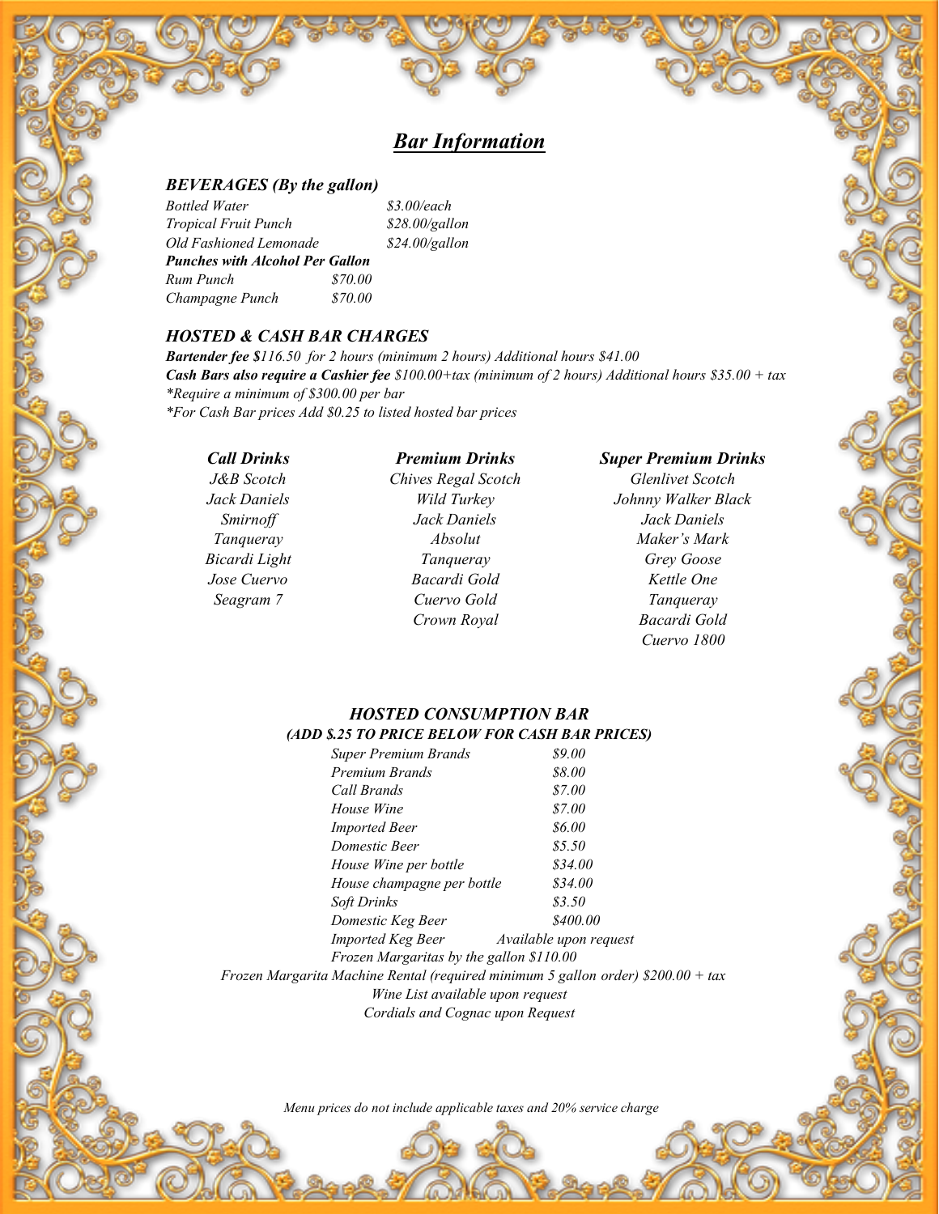# ***Bar Information***

### ***BEVERAGES (By the gallon)***

| | |
|---|---|
| *Bottled Water* | *$3.00/each* |
| *Tropical Fruit Punch* | *$28.00/gallon* |
| *Old Fashioned Lemonade* | *$24.00/gallon* |

***Punches with Alcohol Per Gallon***

| | |
|---|---|
| *Rum Punch* | *$70.00* |
| *Champagne Punch* | *$70.00* |

### ***HOSTED & CASH BAR CHARGES***

***Bartender fee $****116.50 for 2 hours (minimum 2 hours) Additional hours $41.00*

***Cash Bars also require a Cashier fee*** *$100.00+tax (minimum of 2 hours) Additional hours $35.00 + tax*

**Require a minimum of $300.00 per bar*

**For Cash Bar prices Add $0.25 to listed hosted bar prices*

| ***Call Drinks*** | ***Premium Drinks*** | ***Super Premium Drinks*** |
|---|---|---|
| *J&B Scotch* | *Chives Regal Scotch* | *Glenlivet Scotch* |
| *Jack Daniels* | *Wild Turkey* | *Johnny Walker Black* |
| *Smirnoff* | *Jack Daniels* | *Jack Daniels* |
| *Tanqueray* | *Absolut* | *Maker's Mark* |
| *Bicardi Light* | *Tanqueray* | *Grey Goose* |
| *Jose Cuervo* | *Bacardi Gold* | *Kettle One* |
| *Seagram 7* | *Cuervo Gold* | *Tanqueray* |
| | *Crown Royal* | *Bacardi Gold* |
| | | *Cuervo 1800* |

### ***HOSTED CONSUMPTION BAR***

***(ADD $.25 TO PRICE BELOW FOR CASH BAR PRICES)***

| | |
|---|---|
| *Super Premium Brands* | *$9.00* |
| *Premium Brands* | *$8.00* |
| *Call Brands* | *$7.00* |
| *House Wine* | *$7.00* |
| *Imported Beer* | *$6.00* |
| *Domestic Beer* | *$5.50* |
| *House Wine per bottle* | *$34.00* |
| *House champagne per bottle* | *$34.00* |
| *Soft Drinks* | *$3.50* |
| *Domestic Keg Beer* | *$400.00* |
| *Imported Keg Beer* | *Available upon request* |

*Frozen Margaritas by the gallon $110.00*

*Frozen Margarita Machine Rental (required minimum 5 gallon order) $200.00 + tax*

*Wine List available upon request*

*Cordials and Cognac upon Request*

*Menu prices do not include applicable taxes and 20% service charge*